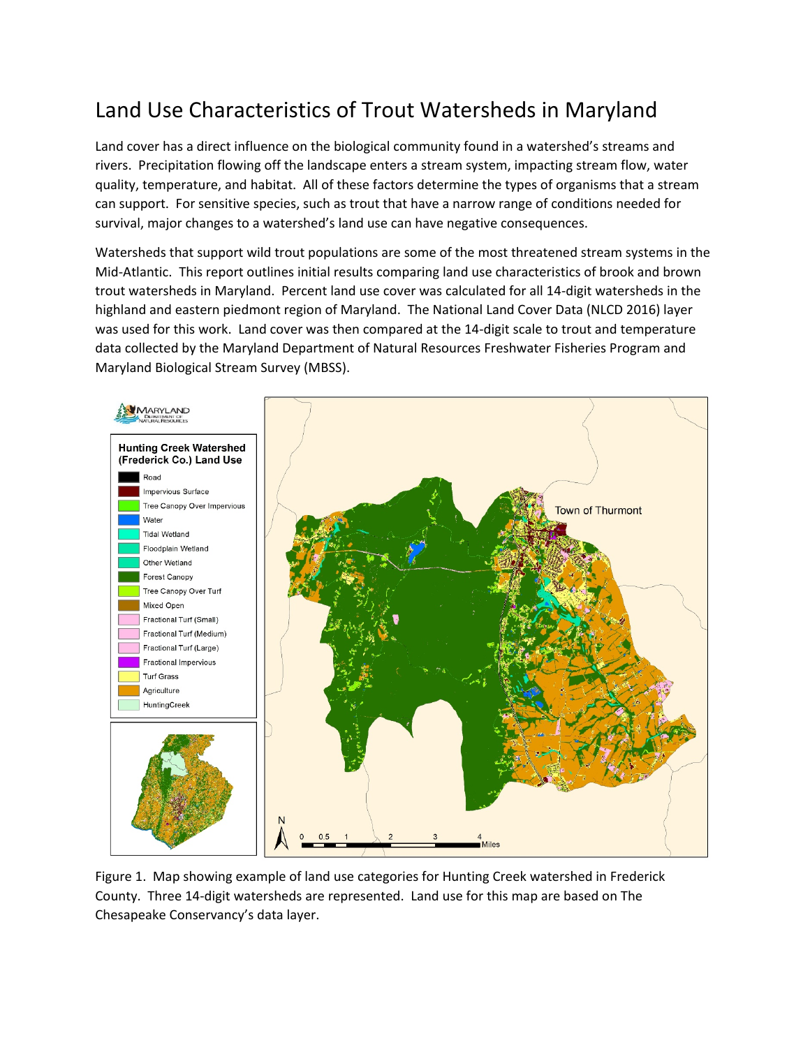# Land Use Characteristics of Trout Watersheds in Maryland

Land cover has a direct influence on the biological community found in a watershed's streams and rivers. Precipitation flowing off the landscape enters a stream system, impacting stream flow, water quality, temperature, and habitat. All of these factors determine the types of organisms that a stream can support. For sensitive species, such as trout that have a narrow range of conditions needed for survival, major changes to a watershed's land use can have negative consequences.

Watersheds that support wild trout populations are some of the most threatened stream systems in the Mid-Atlantic. This report outlines initial results comparing land use characteristics of brook and brown trout watersheds in Maryland. Percent land use cover was calculated for all 14-digit watersheds in the highland and eastern piedmont region of Maryland. The National Land Cover Data (NLCD 2016) layer was used for this work. Land cover was then compared at the 14-digit scale to trout and temperature data collected by the Maryland Department of Natural Resources Freshwater Fisheries Program and Maryland Biological Stream Survey (MBSS).

Figure 1. Map showing example of land use categories for Hunting Creek watershed in Frederick County. Three 14-digit watersheds are represented. Land use for this map are based on The Chesapeake Conservancy's data layer.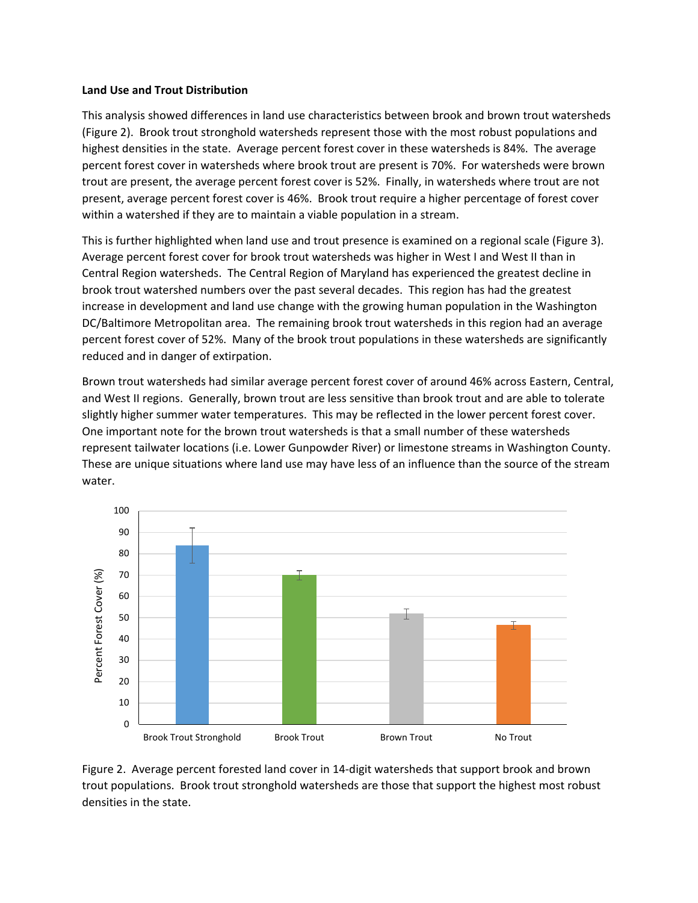**Land Use and Trout Distribution**

This analysis showed differences in land use characteristics between brook and brown trout watersheds (Figure 2). Brook trout stronghold watersheds represent those with the most robust populations and highest densities in the state. Average percent forest cover in these watersheds is 84%. The average percent forest cover in watersheds where brook trout are present is 70%. For watersheds were brown trout are present, the average percent forest cover is 52%. Finally, in watersheds where trout are not present, average percent forest cover is 46%. Brook trout require a higher percentage of forest cover within a watershed if they are to maintain a viable population in a stream.

This is further highlighted when land use and trout presence is examined on a regional scale (Figure 3). Average percent forest cover for brook trout watersheds was higher in West I and West II than in Central Region watersheds. The Central Region of Maryland has experienced the greatest decline in brook trout watershed numbers over the past several decades. This region has had the greatest increase in development and land use change with the growing human population in the Washington DC/Baltimore Metropolitan area. The remaining brook trout watersheds in this region had an average percent forest cover of 52%. Many of the brook trout populations in these watersheds are significantly reduced and in danger of extirpation.

Brown trout watersheds had similar average percent forest cover of around 46% across Eastern, Central, and West II regions. Generally, brown trout are less sensitive than brook trout and are able to tolerate slightly higher summer water temperatures. This may be reflected in the lower percent forest cover. One important note for the brown trout watersheds is that a small number of these watersheds represent tailwater locations (i.e. Lower Gunpowder River) or limestone streams in Washington County. These are unique situations where land use may have less of an influence than the source of the stream water.

Figure 2. Average percent forested land cover in 14-digit watersheds that support brook and brown trout populations. Brook trout stronghold watersheds are those that support the highest most robust densities in the state.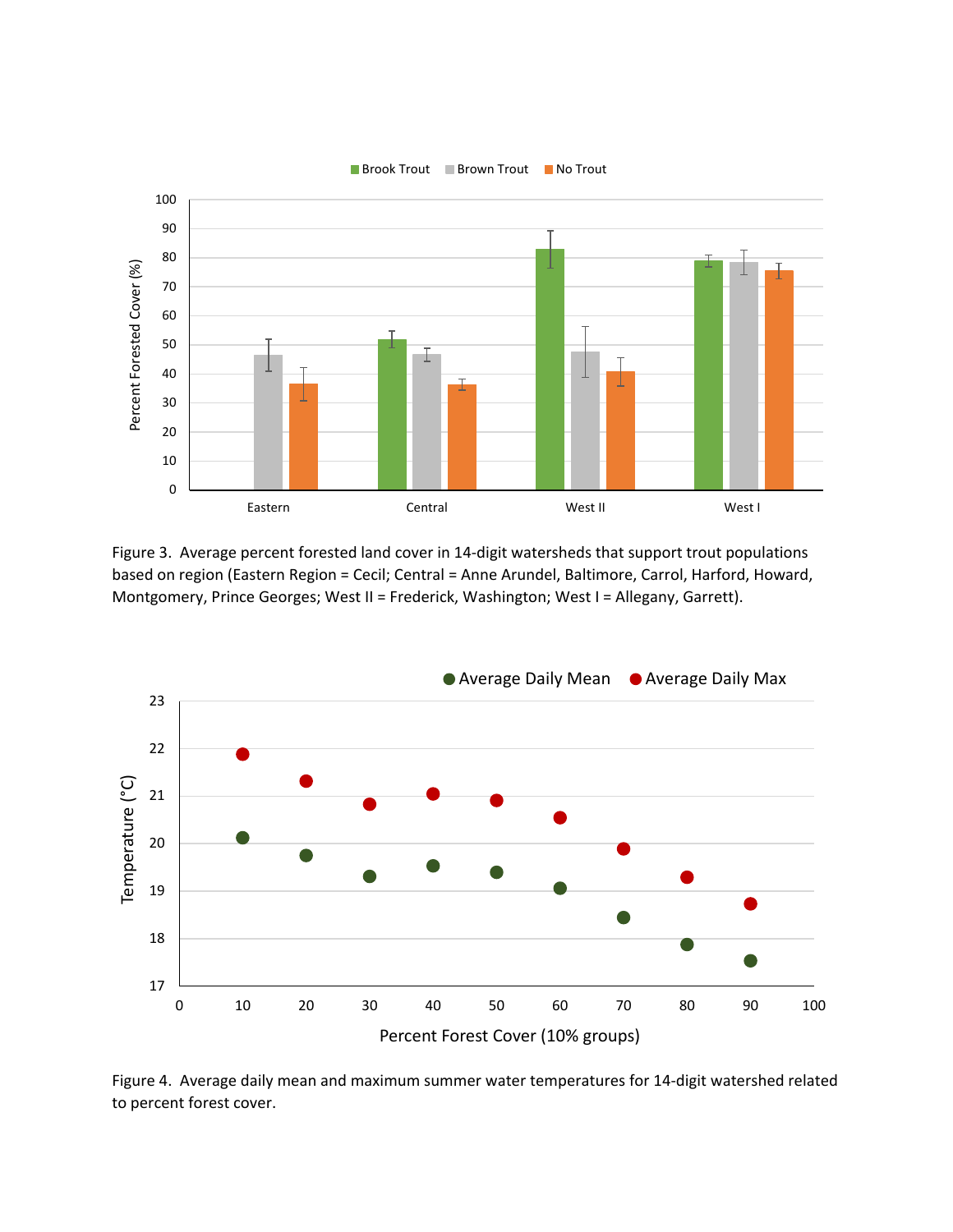Figure 3. Average percent forested land cover in 14-digit watersheds that support trout populations based on region (Eastern Region = Cecil; Central = Anne Arundel, Baltimore, Carrol, Harford, Howard, Montgomery, Prince Georges; West II = Frederick, Washington; West I = Allegany, Garrett).

Figure 4. Average daily mean and maximum summer water temperatures for 14-digit watershed related to percent forest cover.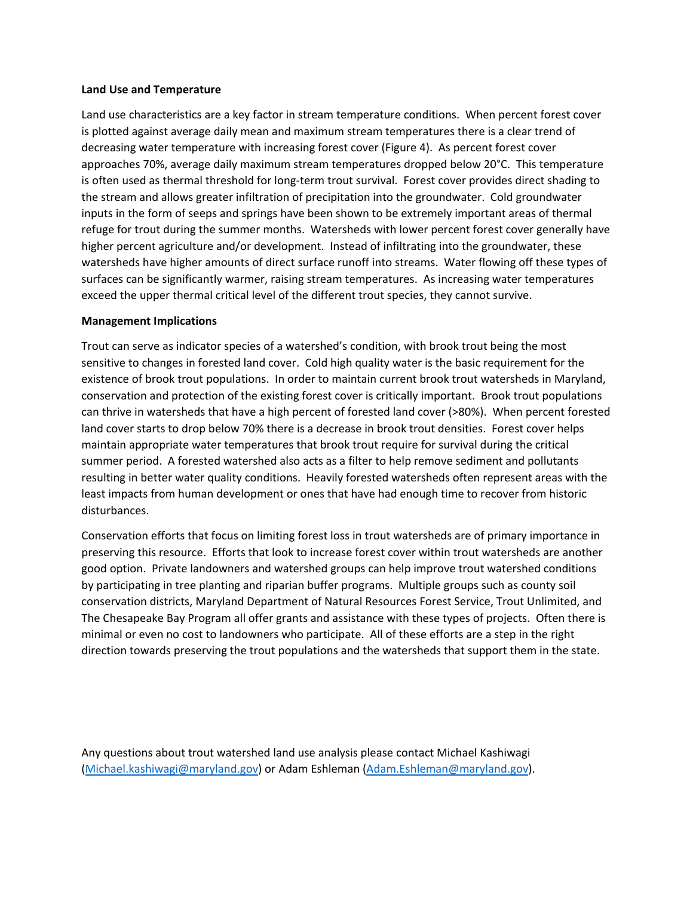**Land Use and Temperature**

Land use characteristics are a key factor in stream temperature conditions. When percent forest cover is plotted against average daily mean and maximum stream temperatures there is a clear trend of decreasing water temperature with increasing forest cover (Figure 4). As percent forest cover approaches 70%, average daily maximum stream temperatures dropped below 20°C. This temperature is often used as thermal threshold for long-term trout survival. Forest cover provides direct shading to the stream and allows greater infiltration of precipitation into the groundwater. Cold groundwater inputs in the form of seeps and springs have been shown to be extremely important areas of thermal refuge for trout during the summer months. Watersheds with lower percent forest cover generally have higher percent agriculture and/or development. Instead of infiltrating into the groundwater, these watersheds have higher amounts of direct surface runoff into streams. Water flowing off these types of surfaces can be significantly warmer, raising stream temperatures. As increasing water temperatures exceed the upper thermal critical level of the different trout species, they cannot survive.

**Management Implications**

Trout can serve as indicator species of a watershed's condition, with brook trout being the most sensitive to changes in forested land cover. Cold high quality water is the basic requirement for the existence of brook trout populations. In order to maintain current brook trout watersheds in Maryland, conservation and protection of the existing forest cover is critically important. Brook trout populations can thrive in watersheds that have a high percent of forested land cover (>80%). When percent forested land cover starts to drop below 70% there is a decrease in brook trout densities. Forest cover helps maintain appropriate water temperatures that brook trout require for survival during the critical summer period. A forested watershed also acts as a filter to help remove sediment and pollutants resulting in better water quality conditions. Heavily forested watersheds often represent areas with the least impacts from human development or ones that have had enough time to recover from historic disturbances.

Conservation efforts that focus on limiting forest loss in trout watersheds are of primary importance in preserving this resource. Efforts that look to increase forest cover within trout watersheds are another good option. Private landowners and watershed groups can help improve trout watershed conditions by participating in tree planting and riparian buffer programs. Multiple groups such as county soil conservation districts, Maryland Department of Natural Resources Forest Service, Trout Unlimited, and The Chesapeake Bay Program all offer grants and assistance with these types of projects. Often there is minimal or even no cost to landowners who participate. All of these efforts are a step in the right direction towards preserving the trout populations and the watersheds that support them in the state.

Any questions about trout watershed land use analysis please contact Michael Kashiwagi (Michael.kashiwagi@maryland.gov) or Adam Eshleman (Adam.Eshleman@maryland.gov).